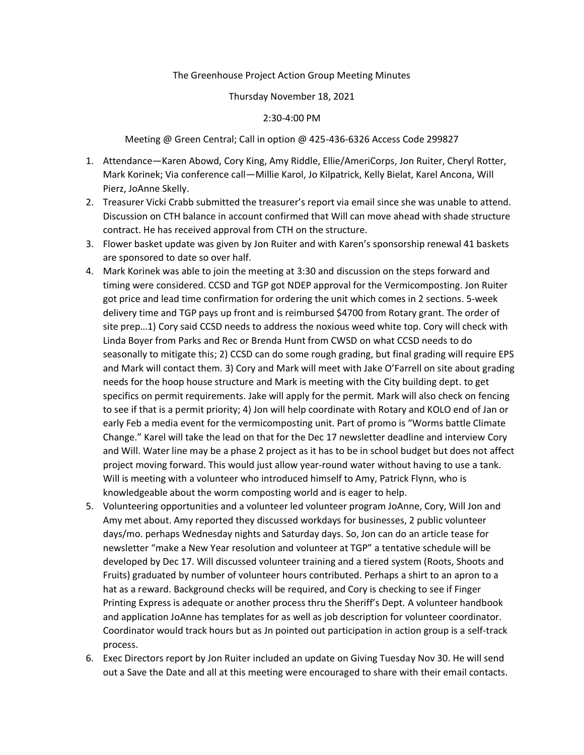The Greenhouse Project Action Group Meeting Minutes

Thursday November 18, 2021

2:30-4:00 PM

Meeting @ Green Central; Call in option @ 425-436-6326 Access Code 299827

1. Attendance—Karen Abowd, Cory King, Amy Riddle, Ellie/AmeriCorps, Jon Ruiter, Cheryl Rotter, Mark Korinek; Via conference call—Millie Karol, Jo Kilpatrick, Kelly Bielat, Karel Ancona, Will Pierz, JoAnne Skelly.
2. Treasurer Vicki Crabb submitted the treasurer's report via email since she was unable to attend. Discussion on CTH balance in account confirmed that Will can move ahead with shade structure contract. He has received approval from CTH on the structure.
3. Flower basket update was given by Jon Ruiter and with Karen's sponsorship renewal 41 baskets are sponsored to date so over half.
4. Mark Korinek was able to join the meeting at 3:30 and discussion on the steps forward and timing were considered. CCSD and TGP got NDEP approval for the Vermicomposting. Jon Ruiter got price and lead time confirmation for ordering the unit which comes in 2 sections. 5-week delivery time and TGP pays up front and is reimbursed $4700 from Rotary grant. The order of site prep…1) Cory said CCSD needs to address the noxious weed white top. Cory will check with Linda Boyer from Parks and Rec or Brenda Hunt from CWSD on what CCSD needs to do seasonally to mitigate this; 2) CCSD can do some rough grading, but final grading will require EPS and Mark will contact them. 3) Cory and Mark will meet with Jake O'Farrell on site about grading needs for the hoop house structure and Mark is meeting with the City building dept. to get specifics on permit requirements. Jake will apply for the permit. Mark will also check on fencing to see if that is a permit priority; 4) Jon will help coordinate with Rotary and KOLO end of Jan or early Feb a media event for the vermicomposting unit. Part of promo is "Worms battle Climate Change." Karel will take the lead on that for the Dec 17 newsletter deadline and interview Cory and Will. Water line may be a phase 2 project as it has to be in school budget but does not affect project moving forward. This would just allow year-round water without having to use a tank. Will is meeting with a volunteer who introduced himself to Amy, Patrick Flynn, who is knowledgeable about the worm composting world and is eager to help.
5. Volunteering opportunities and a volunteer led volunteer program JoAnne, Cory, Will Jon and Amy met about. Amy reported they discussed workdays for businesses, 2 public volunteer days/mo. perhaps Wednesday nights and Saturday days. So, Jon can do an article tease for newsletter "make a New Year resolution and volunteer at TGP" a tentative schedule will be developed by Dec 17. Will discussed volunteer training and a tiered system (Roots, Shoots and Fruits) graduated by number of volunteer hours contributed. Perhaps a shirt to an apron to a hat as a reward. Background checks will be required, and Cory is checking to see if Finger Printing Express is adequate or another process thru the Sheriff's Dept. A volunteer handbook and application JoAnne has templates for as well as job description for volunteer coordinator. Coordinator would track hours but as Jn pointed out participation in action group is a self-track process.
6. Exec Directors report by Jon Ruiter included an update on Giving Tuesday Nov 30. He will send out a Save the Date and all at this meeting were encouraged to share with their email contacts.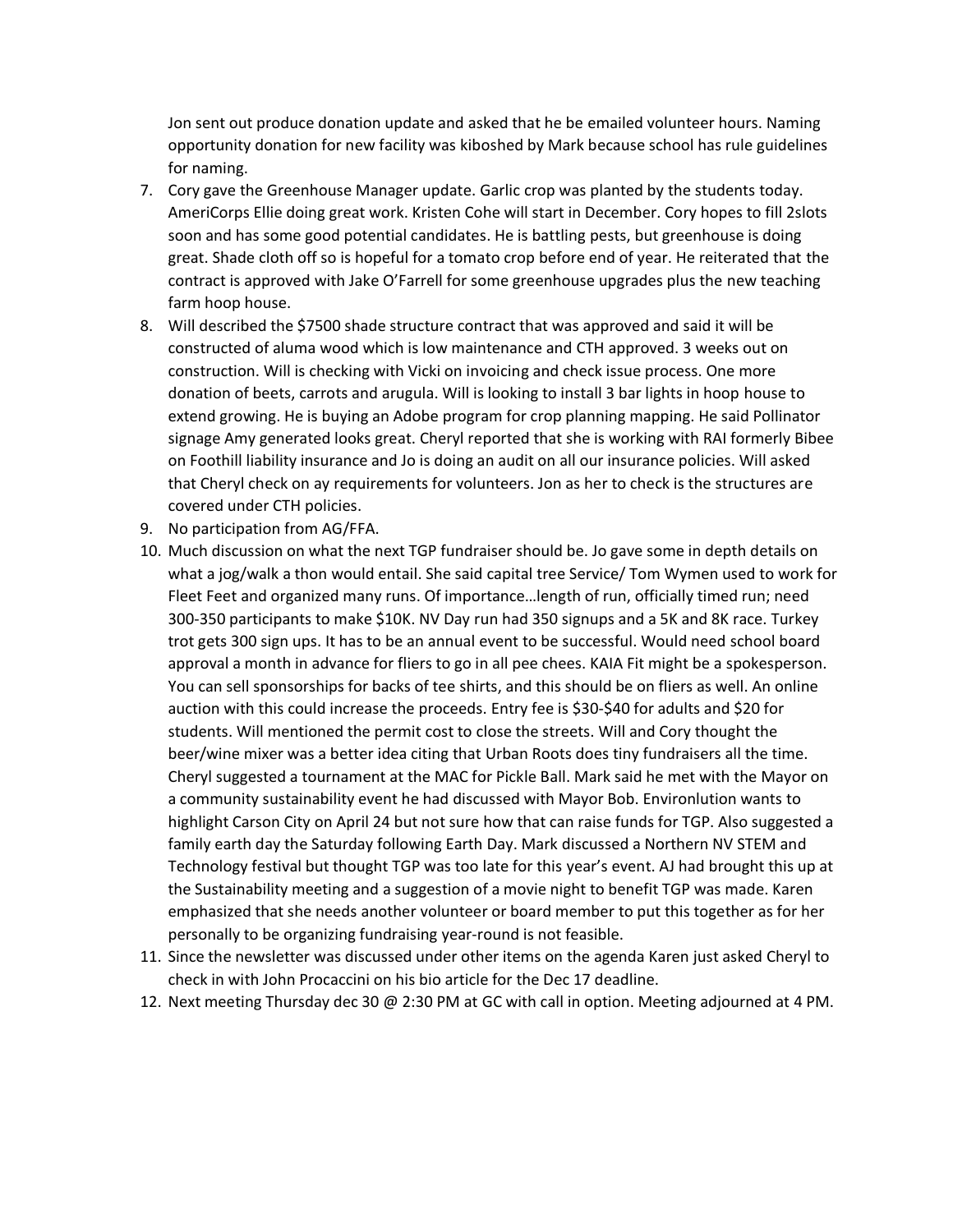Jon sent out produce donation update and asked that he be emailed volunteer hours. Naming opportunity donation for new facility was kiboshed by Mark because school has rule guidelines for naming.

7. Cory gave the Greenhouse Manager update. Garlic crop was planted by the students today. AmeriCorps Ellie doing great work. Kristen Cohe will start in December. Cory hopes to fill 2slots soon and has some good potential candidates. He is battling pests, but greenhouse is doing great. Shade cloth off so is hopeful for a tomato crop before end of year. He reiterated that the contract is approved with Jake O'Farrell for some greenhouse upgrades plus the new teaching farm hoop house.
8. Will described the $7500 shade structure contract that was approved and said it will be constructed of aluma wood which is low maintenance and CTH approved. 3 weeks out on construction. Will is checking with Vicki on invoicing and check issue process. One more donation of beets, carrots and arugula. Will is looking to install 3 bar lights in hoop house to extend growing. He is buying an Adobe program for crop planning mapping. He said Pollinator signage Amy generated looks great. Cheryl reported that she is working with RAI formerly Bibee on Foothill liability insurance and Jo is doing an audit on all our insurance policies. Will asked that Cheryl check on ay requirements for volunteers. Jon as her to check is the structures are covered under CTH policies.
9. No participation from AG/FFA.
10. Much discussion on what the next TGP fundraiser should be. Jo gave some in depth details on what a jog/walk a thon would entail. She said capital tree Service/ Tom Wymen used to work for Fleet Feet and organized many runs. Of importance…length of run, officially timed run; need 300-350 participants to make $10K. NV Day run had 350 signups and a 5K and 8K race. Turkey trot gets 300 sign ups. It has to be an annual event to be successful. Would need school board approval a month in advance for fliers to go in all pee chees. KAIA Fit might be a spokesperson. You can sell sponsorships for backs of tee shirts, and this should be on fliers as well. An online auction with this could increase the proceeds. Entry fee is $30-$40 for adults and $20 for students. Will mentioned the permit cost to close the streets. Will and Cory thought the beer/wine mixer was a better idea citing that Urban Roots does tiny fundraisers all the time. Cheryl suggested a tournament at the MAC for Pickle Ball. Mark said he met with the Mayor on a community sustainability event he had discussed with Mayor Bob. Environlution wants to highlight Carson City on April 24 but not sure how that can raise funds for TGP. Also suggested a family earth day the Saturday following Earth Day. Mark discussed a Northern NV STEM and Technology festival but thought TGP was too late for this year's event. AJ had brought this up at the Sustainability meeting and a suggestion of a movie night to benefit TGP was made. Karen emphasized that she needs another volunteer or board member to put this together as for her personally to be organizing fundraising year-round is not feasible.
11. Since the newsletter was discussed under other items on the agenda Karen just asked Cheryl to check in with John Procaccini on his bio article for the Dec 17 deadline.
12. Next meeting Thursday dec 30 @ 2:30 PM at GC with call in option. Meeting adjourned at 4 PM.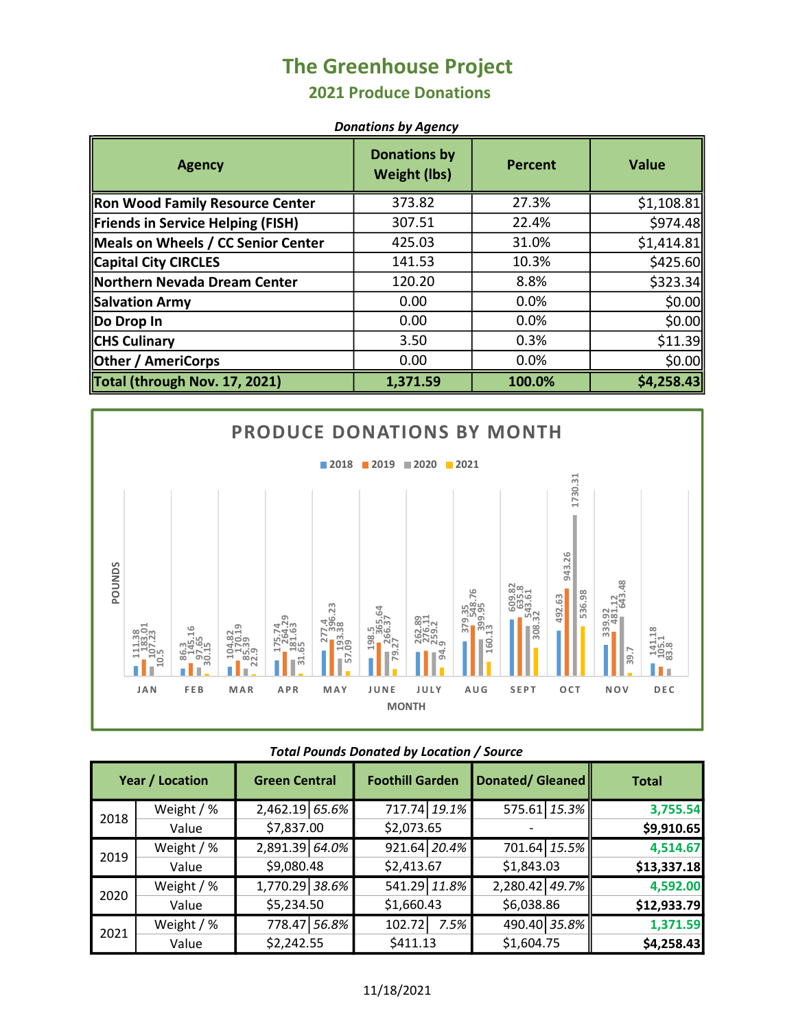# The Greenhouse Project

## 2021 Produce Donations

*Donations by Agency*

| Agency | Donations by Weight (lbs) | Percent | Value |
|---|---|---|---|
| Ron Wood Family Resource Center | 373.82 | 27.3% | $1,108.81 |
| Friends in Service Helping (FISH) | 307.51 | 22.4% | $974.48 |
| Meals on Wheels / CC Senior Center | 425.03 | 31.0% | $1,414.81 |
| Capital City CIRCLES | 141.53 | 10.3% | $425.60 |
| Northern Nevada Dream Center | 120.20 | 8.8% | $323.34 |
| Salvation Army | 0.00 | 0.0% | $0.00 |
| Do Drop In | 0.00 | 0.0% | $0.00 |
| CHS Culinary | 3.50 | 0.3% | $11.39 |
| Other / AmeriCorps | 0.00 | 0.0% | $0.00 |
| **Total (through Nov. 17, 2021)** | **1,371.59** | **100.0%** | **$4,258.43** |

PRODUCE DONATIONS BY MONTH

2018 2019 2020 2021

POUNDS

MONTH

JAN: 111.38, 183.01, 107.23, 10.5
FEB: 86.3, 145.16, 97.65, 30.15
MAR: 104.82, 170.19, 85.39, 22.9
APR: 175.74, 264.29, 181.63, 31.65
MAY: 277.4, 396.23, 193.38, 57.09
JUNE: 198.5, 365.64, 266.37, 79.27
JULY: 262.89, 276.11, 259.2, 94.9
AUG: 379.35, 548.76, 399.95, 160.13
SEPT: 609.82, 635.8, 543.61, 308.32
OCT: 492.63, 943.26, 1730.31, 536.98
NOV: 339.92, 481.12, 643.48, 39.7
DEC: 141.18, 105.1, 83.8

*Total Pounds Donated by Location / Source*

| Year / Location | | Green Central | | Foothill Garden | | Donated/ Gleaned | | Total |
|---|---|---|---|---|---|---|---|---|
| 2018 | Weight / % | 2,462.19 | *65.6%* | 717.74 | *19.1%* | 575.61 | *15.3%* | 3,755.54 |
| | Value | $7,837.00 | | $2,073.65 | | - | | **$9,910.65** |
| 2019 | Weight / % | 2,891.39 | *64.0%* | 921.64 | *20.4%* | 701.64 | *15.5%* | 4,514.67 |
| | Value | $9,080.48 | | $2,413.67 | | $1,843.03 | | **$13,337.18** |
| 2020 | Weight / % | 1,770.29 | *38.6%* | 541.29 | *11.8%* | 2,280.42 | *49.7%* | 4,592.00 |
| | Value | $5,234.50 | | $1,660.43 | | $6,038.86 | | **$12,933.79** |
| 2021 | Weight / % | 778.47 | *56.8%* | 102.72 | *7.5%* | 490.40 | *35.8%* | 1,371.59 |
| | Value | $2,242.55 | | $411.13 | | $1,604.75 | | **$4,258.43** |

11/18/2021